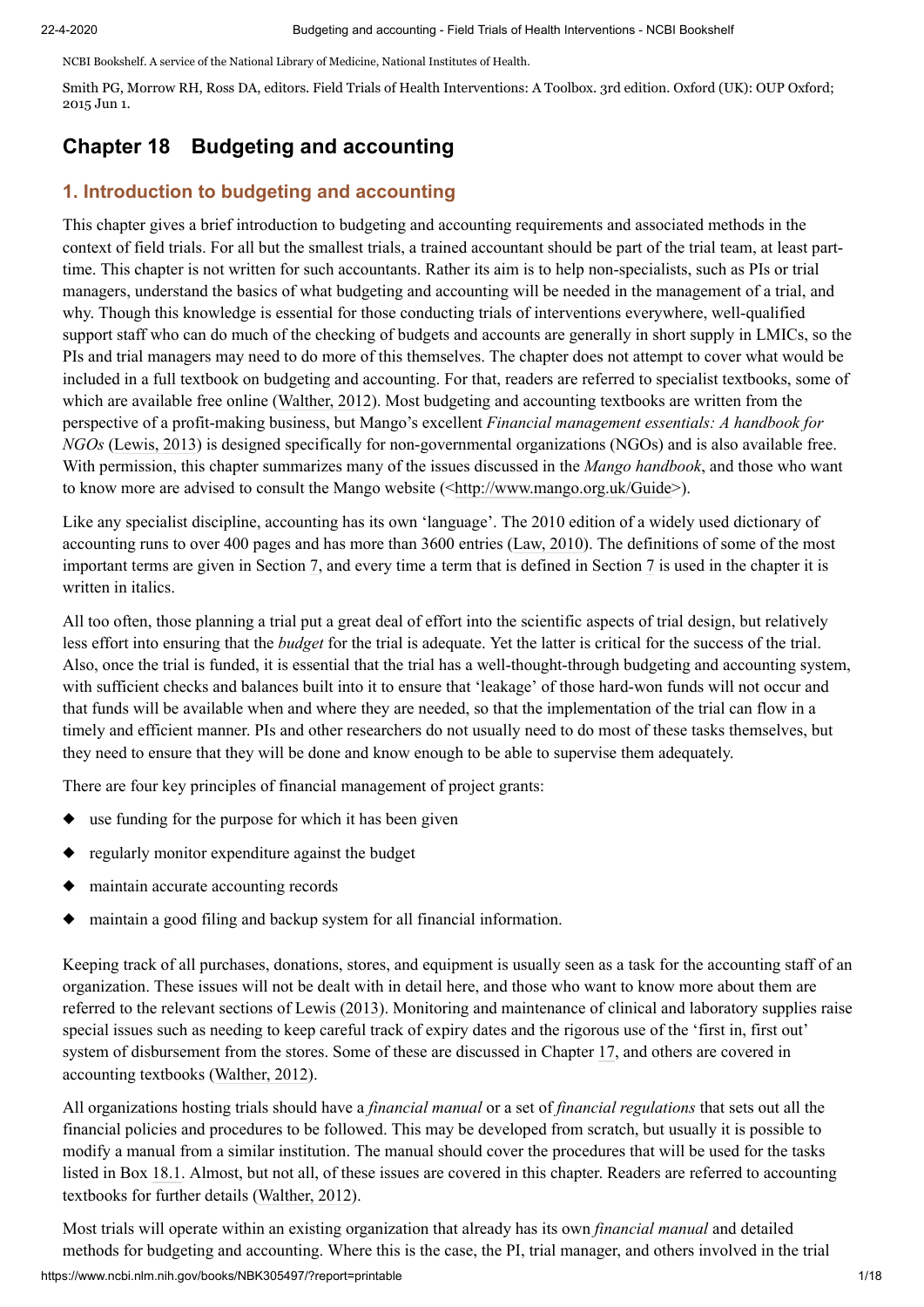NCBI Bookshelf. A service of the National Library of Medicine, National Institutes of Health.

Smith PG, Morrow RH, Ross DA, editors. Field Trials of Health Interventions: A Toolbox. 3rd edition. Oxford (UK): OUP Oxford; 2015 Jun 1.

# Chapter 18 Budgeting and accounting

## 1. Introduction to budgeting and accounting

This chapter gives a brief introduction to budgeting and accounting requirements and associated methods in the context of field trials. For all but the smallest trials, a trained accountant should be part of the trial team, at least part-time. This chapter is not written for such accountants. Rather its aim is to help non-specialists, such as PIs or trial managers, understand the basics of what budgeting and accounting will be needed in the management of a trial, and why. Though this knowledge is essential for those conducting trials of interventions everywhere, well-qualified support staff who can do much of the checking of budgets and accounts are generally in short supply in LMICs, so the PIs and trial managers may need to do more of this themselves. The chapter does not attempt to cover what would be included in a full textbook on budgeting and accounting. For that, readers are referred to specialist textbooks, some of which are available free online (Walther, 2012). Most budgeting and accounting textbooks are written from the perspective of a profit-making business, but Mango's excellent *Financial management essentials: A handbook for NGOs* (Lewis, 2013) is designed specifically for non-governmental organizations (NGOs) and is also available free. With permission, this chapter summarizes many of the issues discussed in the *Mango handbook*, and those who want to know more are advised to consult the Mango website (<http://www.mango.org.uk/Guide>).

Like any specialist discipline, accounting has its own 'language'. The 2010 edition of a widely used dictionary of accounting runs to over 400 pages and has more than 3600 entries (Law, 2010). The definitions of some of the most important terms are given in Section 7, and every time a term that is defined in Section 7 is used in the chapter it is written in italics.

All too often, those planning a trial put a great deal of effort into the scientific aspects of trial design, but relatively less effort into ensuring that the *budget* for the trial is adequate. Yet the latter is critical for the success of the trial. Also, once the trial is funded, it is essential that the trial has a well-thought-through budgeting and accounting system, with sufficient checks and balances built into it to ensure that 'leakage' of those hard-won funds will not occur and that funds will be available when and where they are needed, so that the implementation of the trial can flow in a timely and efficient manner. PIs and other researchers do not usually need to do most of these tasks themselves, but they need to ensure that they will be done and know enough to be able to supervise them adequately.

There are four key principles of financial management of project grants:

- use funding for the purpose for which it has been given
- regularly monitor expenditure against the budget
- maintain accurate accounting records
- maintain a good filing and backup system for all financial information.

Keeping track of all purchases, donations, stores, and equipment is usually seen as a task for the accounting staff of an organization. These issues will not be dealt with in detail here, and those who want to know more about them are referred to the relevant sections of Lewis (2013). Monitoring and maintenance of clinical and laboratory supplies raise special issues such as needing to keep careful track of expiry dates and the rigorous use of the 'first in, first out' system of disbursement from the stores. Some of these are discussed in Chapter 17, and others are covered in accounting textbooks (Walther, 2012).

All organizations hosting trials should have a *financial manual* or a set of *financial regulations* that sets out all the financial policies and procedures to be followed. This may be developed from scratch, but usually it is possible to modify a manual from a similar institution. The manual should cover the procedures that will be used for the tasks listed in Box 18.1. Almost, but not all, of these issues are covered in this chapter. Readers are referred to accounting textbooks for further details (Walther, 2012).

Most trials will operate within an existing organization that already has its own *financial manual* and detailed methods for budgeting and accounting. Where this is the case, the PI, trial manager, and others involved in the trial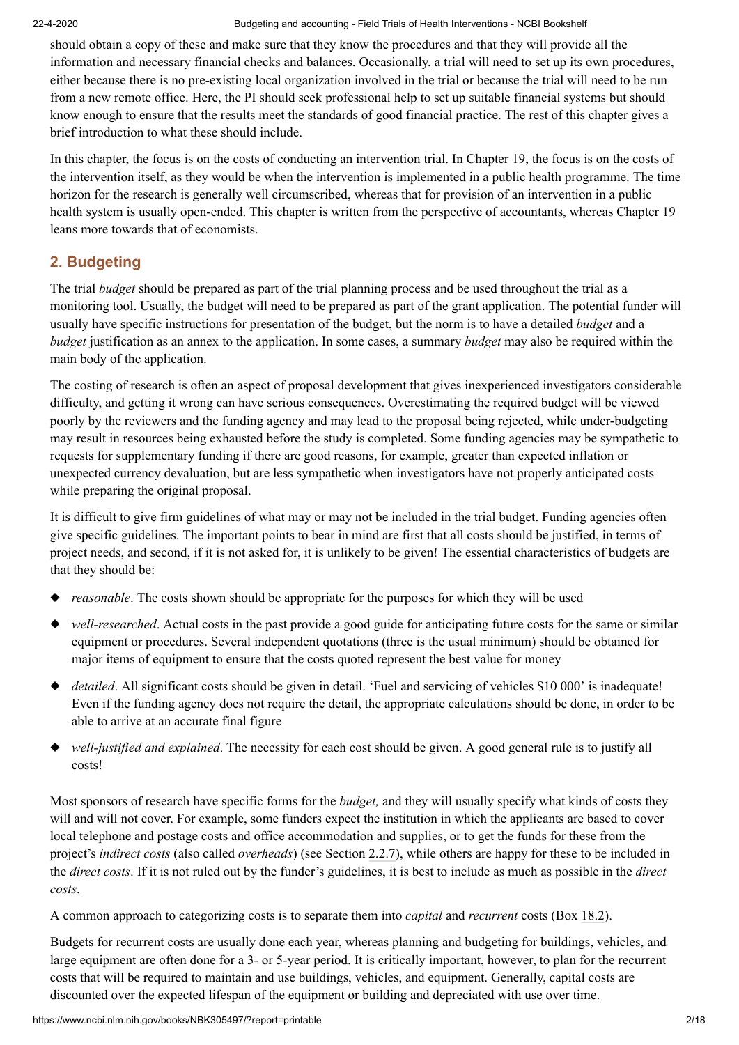should obtain a copy of these and make sure that they know the procedures and that they will provide all the information and necessary financial checks and balances. Occasionally, a trial will need to set up its own procedures, either because there is no pre-existing local organization involved in the trial or because the trial will need to be run from a new remote office. Here, the PI should seek professional help to set up suitable financial systems but should know enough to ensure that the results meet the standards of good financial practice. The rest of this chapter gives a brief introduction to what these should include.

In this chapter, the focus is on the costs of conducting an intervention trial. In Chapter 19, the focus is on the costs of the intervention itself, as they would be when the intervention is implemented in a public health programme. The time horizon for the research is generally well circumscribed, whereas that for provision of an intervention in a public health system is usually open-ended. This chapter is written from the perspective of accountants, whereas Chapter 19 leans more towards that of economists.

## 2. Budgeting

The trial *budget* should be prepared as part of the trial planning process and be used throughout the trial as a monitoring tool. Usually, the budget will need to be prepared as part of the grant application. The potential funder will usually have specific instructions for presentation of the budget, but the norm is to have a detailed *budget* and a *budget* justification as an annex to the application. In some cases, a summary *budget* may also be required within the main body of the application.

The costing of research is often an aspect of proposal development that gives inexperienced investigators considerable difficulty, and getting it wrong can have serious consequences. Overestimating the required budget will be viewed poorly by the reviewers and the funding agency and may lead to the proposal being rejected, while under-budgeting may result in resources being exhausted before the study is completed. Some funding agencies may be sympathetic to requests for supplementary funding if there are good reasons, for example, greater than expected inflation or unexpected currency devaluation, but are less sympathetic when investigators have not properly anticipated costs while preparing the original proposal.

It is difficult to give firm guidelines of what may or may not be included in the trial budget. Funding agencies often give specific guidelines. The important points to bear in mind are first that all costs should be justified, in terms of project needs, and second, if it is not asked for, it is unlikely to be given! The essential characteristics of budgets are that they should be:

- *reasonable*. The costs shown should be appropriate for the purposes for which they will be used
- *well-researched*. Actual costs in the past provide a good guide for anticipating future costs for the same or similar equipment or procedures. Several independent quotations (three is the usual minimum) should be obtained for major items of equipment to ensure that the costs quoted represent the best value for money
- *detailed*. All significant costs should be given in detail. 'Fuel and servicing of vehicles $10 000' is inadequate! Even if the funding agency does not require the detail, the appropriate calculations should be done, in order to be able to arrive at an accurate final figure
- *well-justified and explained*. The necessity for each cost should be given. A good general rule is to justify all costs!

Most sponsors of research have specific forms for the *budget,* and they will usually specify what kinds of costs they will and will not cover. For example, some funders expect the institution in which the applicants are based to cover local telephone and postage costs and office accommodation and supplies, or to get the funds for these from the project's *indirect costs* (also called *overheads*) (see Section 2.2.7), while others are happy for these to be included in the *direct costs*. If it is not ruled out by the funder's guidelines, it is best to include as much as possible in the *direct costs*.

A common approach to categorizing costs is to separate them into *capital* and *recurrent* costs (Box 18.2).

Budgets for recurrent costs are usually done each year, whereas planning and budgeting for buildings, vehicles, and large equipment are often done for a 3- or 5-year period. It is critically important, however, to plan for the recurrent costs that will be required to maintain and use buildings, vehicles, and equipment. Generally, capital costs are discounted over the expected lifespan of the equipment or building and depreciated with use over time.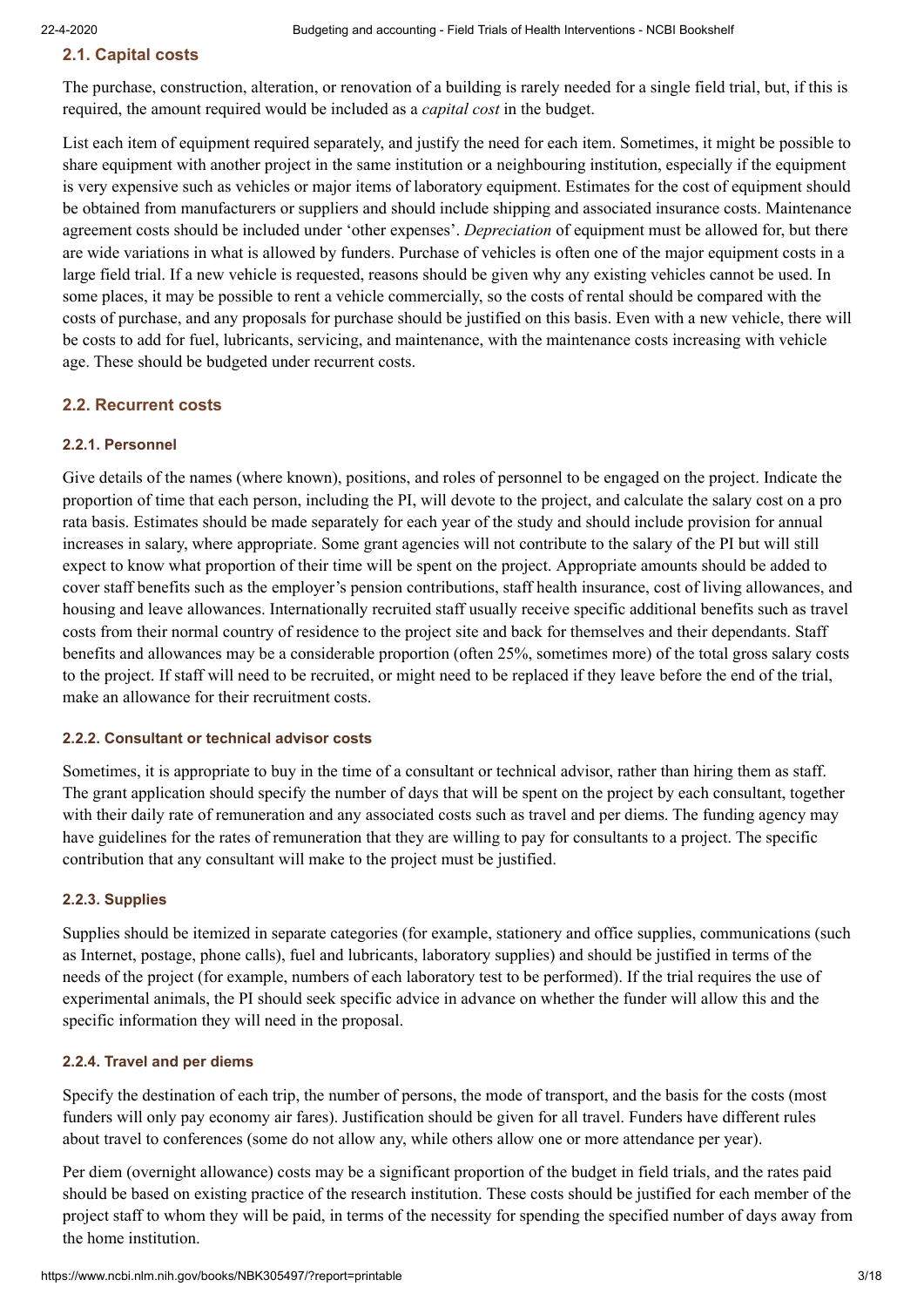### 2.1. Capital costs

The purchase, construction, alteration, or renovation of a building is rarely needed for a single field trial, but, if this is required, the amount required would be included as a *capital cost* in the budget.

List each item of equipment required separately, and justify the need for each item. Sometimes, it might be possible to share equipment with another project in the same institution or a neighbouring institution, especially if the equipment is very expensive such as vehicles or major items of laboratory equipment. Estimates for the cost of equipment should be obtained from manufacturers or suppliers and should include shipping and associated insurance costs. Maintenance agreement costs should be included under 'other expenses'. *Depreciation* of equipment must be allowed for, but there are wide variations in what is allowed by funders. Purchase of vehicles is often one of the major equipment costs in a large field trial. If a new vehicle is requested, reasons should be given why any existing vehicles cannot be used. In some places, it may be possible to rent a vehicle commercially, so the costs of rental should be compared with the costs of purchase, and any proposals for purchase should be justified on this basis. Even with a new vehicle, there will be costs to add for fuel, lubricants, servicing, and maintenance, with the maintenance costs increasing with vehicle age. These should be budgeted under recurrent costs.

### 2.2. Recurrent costs

#### 2.2.1. Personnel

Give details of the names (where known), positions, and roles of personnel to be engaged on the project. Indicate the proportion of time that each person, including the PI, will devote to the project, and calculate the salary cost on a pro rata basis. Estimates should be made separately for each year of the study and should include provision for annual increases in salary, where appropriate. Some grant agencies will not contribute to the salary of the PI but will still expect to know what proportion of their time will be spent on the project. Appropriate amounts should be added to cover staff benefits such as the employer's pension contributions, staff health insurance, cost of living allowances, and housing and leave allowances. Internationally recruited staff usually receive specific additional benefits such as travel costs from their normal country of residence to the project site and back for themselves and their dependants. Staff benefits and allowances may be a considerable proportion (often 25%, sometimes more) of the total gross salary costs to the project. If staff will need to be recruited, or might need to be replaced if they leave before the end of the trial, make an allowance for their recruitment costs.

#### 2.2.2. Consultant or technical advisor costs

Sometimes, it is appropriate to buy in the time of a consultant or technical advisor, rather than hiring them as staff. The grant application should specify the number of days that will be spent on the project by each consultant, together with their daily rate of remuneration and any associated costs such as travel and per diems. The funding agency may have guidelines for the rates of remuneration that they are willing to pay for consultants to a project. The specific contribution that any consultant will make to the project must be justified.

#### 2.2.3. Supplies

Supplies should be itemized in separate categories (for example, stationery and office supplies, communications (such as Internet, postage, phone calls), fuel and lubricants, laboratory supplies) and should be justified in terms of the needs of the project (for example, numbers of each laboratory test to be performed). If the trial requires the use of experimental animals, the PI should seek specific advice in advance on whether the funder will allow this and the specific information they will need in the proposal.

#### 2.2.4. Travel and per diems

Specify the destination of each trip, the number of persons, the mode of transport, and the basis for the costs (most funders will only pay economy air fares). Justification should be given for all travel. Funders have different rules about travel to conferences (some do not allow any, while others allow one or more attendance per year).

Per diem (overnight allowance) costs may be a significant proportion of the budget in field trials, and the rates paid should be based on existing practice of the research institution. These costs should be justified for each member of the project staff to whom they will be paid, in terms of the necessity for spending the specified number of days away from the home institution.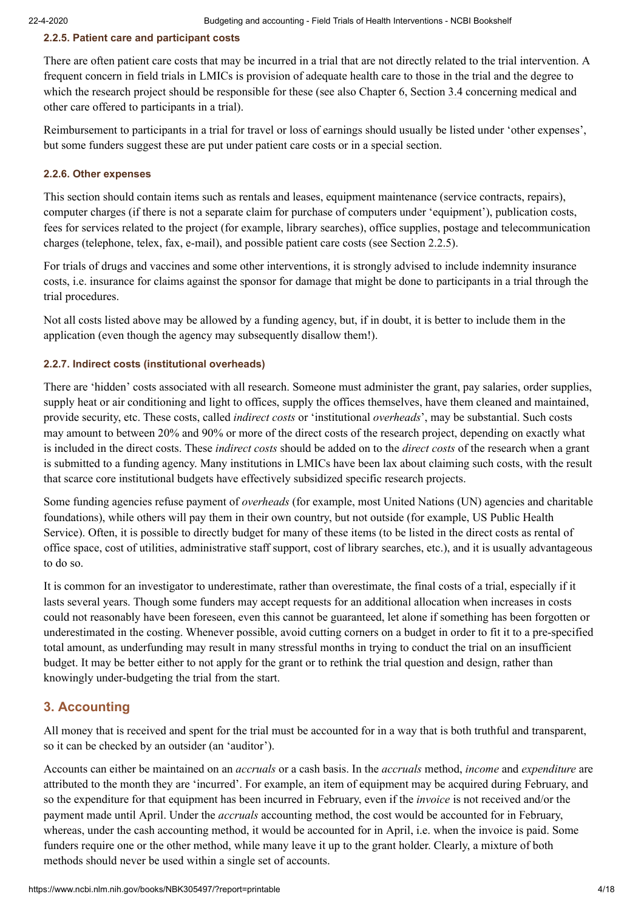#### 2.2.5. Patient care and participant costs

There are often patient care costs that may be incurred in a trial that are not directly related to the trial intervention. A frequent concern in field trials in LMICs is provision of adequate health care to those in the trial and the degree to which the research project should be responsible for these (see also Chapter 6, Section 3.4 concerning medical and other care offered to participants in a trial).

Reimbursement to participants in a trial for travel or loss of earnings should usually be listed under 'other expenses', but some funders suggest these are put under patient care costs or in a special section.

#### 2.2.6. Other expenses

This section should contain items such as rentals and leases, equipment maintenance (service contracts, repairs), computer charges (if there is not a separate claim for purchase of computers under 'equipment'), publication costs, fees for services related to the project (for example, library searches), office supplies, postage and telecommunication charges (telephone, telex, fax, e-mail), and possible patient care costs (see Section 2.2.5).

For trials of drugs and vaccines and some other interventions, it is strongly advised to include indemnity insurance costs, i.e. insurance for claims against the sponsor for damage that might be done to participants in a trial through the trial procedures.

Not all costs listed above may be allowed by a funding agency, but, if in doubt, it is better to include them in the application (even though the agency may subsequently disallow them!).

#### 2.2.7. Indirect costs (institutional overheads)

There are 'hidden' costs associated with all research. Someone must administer the grant, pay salaries, order supplies, supply heat or air conditioning and light to offices, supply the offices themselves, have them cleaned and maintained, provide security, etc. These costs, called *indirect costs* or 'institutional *overheads*', may be substantial. Such costs may amount to between 20% and 90% or more of the direct costs of the research project, depending on exactly what is included in the direct costs. These *indirect costs* should be added on to the *direct costs* of the research when a grant is submitted to a funding agency. Many institutions in LMICs have been lax about claiming such costs, with the result that scarce core institutional budgets have effectively subsidized specific research projects.

Some funding agencies refuse payment of *overheads* (for example, most United Nations (UN) agencies and charitable foundations), while others will pay them in their own country, but not outside (for example, US Public Health Service). Often, it is possible to directly budget for many of these items (to be listed in the direct costs as rental of office space, cost of utilities, administrative staff support, cost of library searches, etc.), and it is usually advantageous to do so.

It is common for an investigator to underestimate, rather than overestimate, the final costs of a trial, especially if it lasts several years. Though some funders may accept requests for an additional allocation when increases in costs could not reasonably have been foreseen, even this cannot be guaranteed, let alone if something has been forgotten or underestimated in the costing. Whenever possible, avoid cutting corners on a budget in order to fit it to a pre-specified total amount, as underfunding may result in many stressful months in trying to conduct the trial on an insufficient budget. It may be better either to not apply for the grant or to rethink the trial question and design, rather than knowingly under-budgeting the trial from the start.

## 3. Accounting

All money that is received and spent for the trial must be accounted for in a way that is both truthful and transparent, so it can be checked by an outsider (an 'auditor').

Accounts can either be maintained on an *accruals* or a cash basis. In the *accruals* method, *income* and *expenditure* are attributed to the month they are 'incurred'. For example, an item of equipment may be acquired during February, and so the expenditure for that equipment has been incurred in February, even if the *invoice* is not received and/or the payment made until April. Under the *accruals* accounting method, the cost would be accounted for in February, whereas, under the cash accounting method, it would be accounted for in April, i.e. when the invoice is paid. Some funders require one or the other method, while many leave it up to the grant holder. Clearly, a mixture of both methods should never be used within a single set of accounts.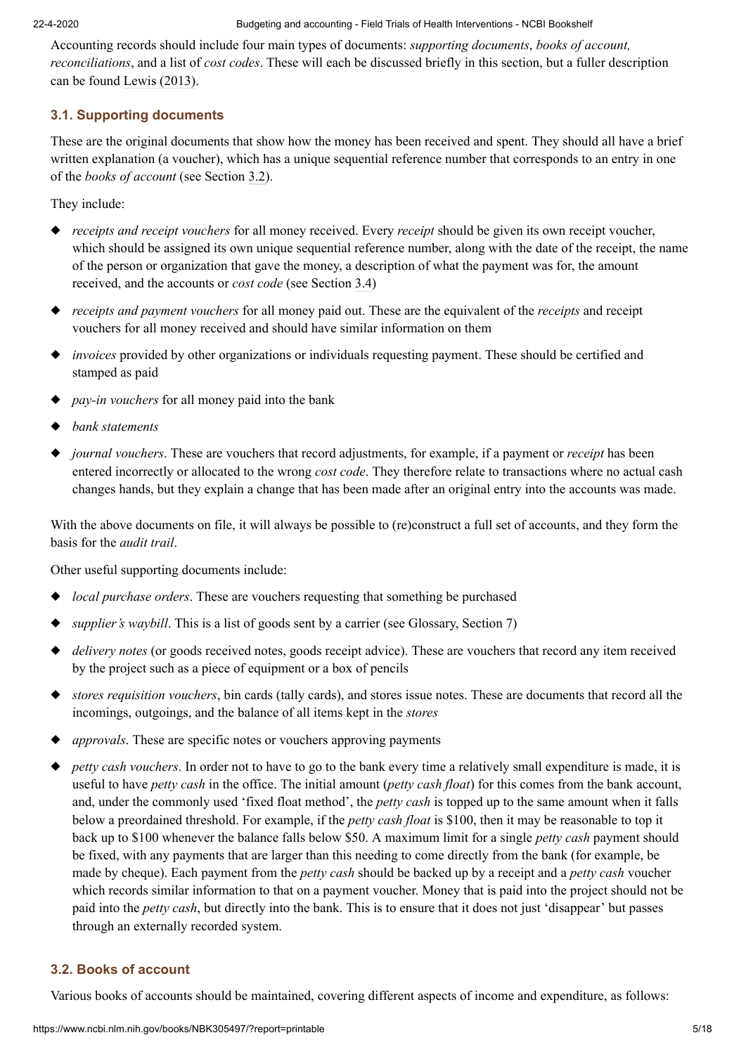Accounting records should include four main types of documents: *supporting documents*, *books of account, reconciliations*, and a list of *cost codes*. These will each be discussed briefly in this section, but a fuller description can be found Lewis (2013).

### 3.1. Supporting documents

These are the original documents that show how the money has been received and spent. They should all have a brief written explanation (a voucher), which has a unique sequential reference number that corresponds to an entry in one of the *books of account* (see Section 3.2).

They include:

- *receipts and receipt vouchers* for all money received. Every *receipt* should be given its own receipt voucher, which should be assigned its own unique sequential reference number, along with the date of the receipt, the name of the person or organization that gave the money, a description of what the payment was for, the amount received, and the accounts or *cost code* (see Section 3.4)
- *receipts and payment vouchers* for all money paid out. These are the equivalent of the *receipts* and receipt vouchers for all money received and should have similar information on them
- *invoices* provided by other organizations or individuals requesting payment. These should be certified and stamped as paid
- *pay-in vouchers* for all money paid into the bank
- *bank statements*
- *journal vouchers*. These are vouchers that record adjustments, for example, if a payment or *receipt* has been entered incorrectly or allocated to the wrong *cost code*. They therefore relate to transactions where no actual cash changes hands, but they explain a change that has been made after an original entry into the accounts was made.

With the above documents on file, it will always be possible to (re)construct a full set of accounts, and they form the basis for the *audit trail*.

Other useful supporting documents include:

- *local purchase orders*. These are vouchers requesting that something be purchased
- *supplier's waybill*. This is a list of goods sent by a carrier (see Glossary, Section 7)
- *delivery notes* (or goods received notes, goods receipt advice). These are vouchers that record any item received by the project such as a piece of equipment or a box of pencils
- *stores requisition vouchers*, bin cards (tally cards), and stores issue notes. These are documents that record all the incomings, outgoings, and the balance of all items kept in the *stores*
- *approvals*. These are specific notes or vouchers approving payments
- *petty cash vouchers*. In order not to have to go to the bank every time a relatively small expenditure is made, it is useful to have *petty cash* in the office. The initial amount (*petty cash float*) for this comes from the bank account, and, under the commonly used 'fixed float method', the *petty cash* is topped up to the same amount when it falls below a preordained threshold. For example, if the *petty cash float* is $100, then it may be reasonable to top it back up to $100 whenever the balance falls below $50. A maximum limit for a single *petty cash* payment should be fixed, with any payments that are larger than this needing to come directly from the bank (for example, be made by cheque). Each payment from the *petty cash* should be backed up by a receipt and a *petty cash* voucher which records similar information to that on a payment voucher. Money that is paid into the project should not be paid into the *petty cash*, but directly into the bank. This is to ensure that it does not just 'disappear' but passes through an externally recorded system.

### 3.2. Books of account

Various books of accounts should be maintained, covering different aspects of income and expenditure, as follows: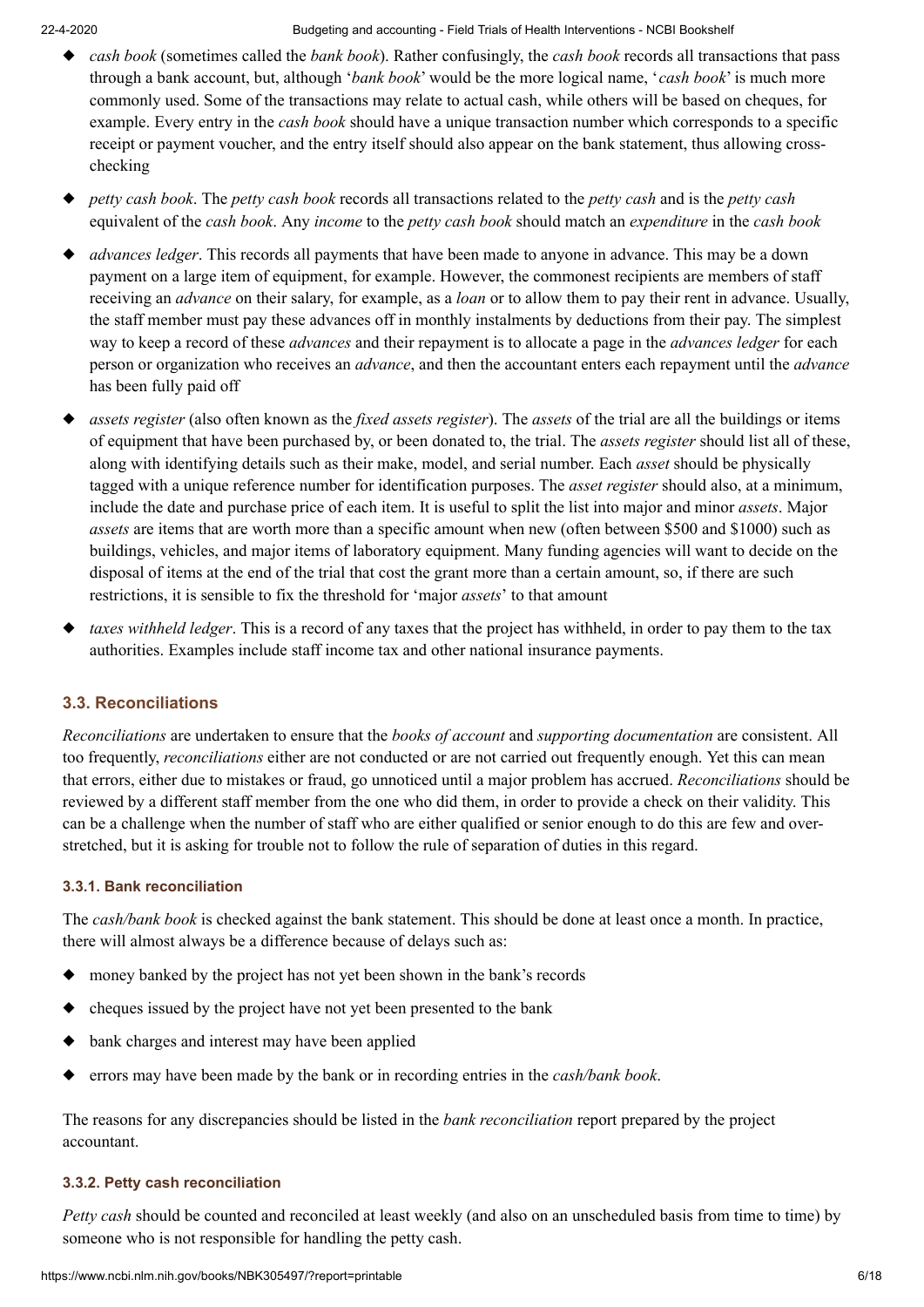- *cash book* (sometimes called the *bank book*). Rather confusingly, the *cash book* records all transactions that pass through a bank account, but, although '*bank book*' would be the more logical name, '*cash book*' is much more commonly used. Some of the transactions may relate to actual cash, while others will be based on cheques, for example. Every entry in the *cash book* should have a unique transaction number which corresponds to a specific receipt or payment voucher, and the entry itself should also appear on the bank statement, thus allowing cross-checking
- *petty cash book*. The *petty cash book* records all transactions related to the *petty cash* and is the *petty cash* equivalent of the *cash book*. Any *income* to the *petty cash book* should match an *expenditure* in the *cash book*
- *advances ledger*. This records all payments that have been made to anyone in advance. This may be a down payment on a large item of equipment, for example. However, the commonest recipients are members of staff receiving an *advance* on their salary, for example, as a *loan* or to allow them to pay their rent in advance. Usually, the staff member must pay these advances off in monthly instalments by deductions from their pay. The simplest way to keep a record of these *advances* and their repayment is to allocate a page in the *advances ledger* for each person or organization who receives an *advance*, and then the accountant enters each repayment until the *advance* has been fully paid off
- *assets register* (also often known as the *fixed assets register*). The *assets* of the trial are all the buildings or items of equipment that have been purchased by, or been donated to, the trial. The *assets register* should list all of these, along with identifying details such as their make, model, and serial number. Each *asset* should be physically tagged with a unique reference number for identification purposes. The *asset register* should also, at a minimum, include the date and purchase price of each item. It is useful to split the list into major and minor *assets*. Major *assets* are items that are worth more than a specific amount when new (often between \$500 and \$1000) such as buildings, vehicles, and major items of laboratory equipment. Many funding agencies will want to decide on the disposal of items at the end of the trial that cost the grant more than a certain amount, so, if there are such restrictions, it is sensible to fix the threshold for 'major *assets*' to that amount
- *taxes withheld ledger*. This is a record of any taxes that the project has withheld, in order to pay them to the tax authorities. Examples include staff income tax and other national insurance payments.

## 3.3. Reconciliations

*Reconciliations* are undertaken to ensure that the *books of account* and *supporting documentation* are consistent. All too frequently, *reconciliations* either are not conducted or are not carried out frequently enough. Yet this can mean that errors, either due to mistakes or fraud, go unnoticed until a major problem has accrued. *Reconciliations* should be reviewed by a different staff member from the one who did them, in order to provide a check on their validity. This can be a challenge when the number of staff who are either qualified or senior enough to do this are few and over-stretched, but it is asking for trouble not to follow the rule of separation of duties in this regard.

### 3.3.1. Bank reconciliation

The *cash/bank book* is checked against the bank statement. This should be done at least once a month. In practice, there will almost always be a difference because of delays such as:

- money banked by the project has not yet been shown in the bank's records
- cheques issued by the project have not yet been presented to the bank
- bank charges and interest may have been applied
- errors may have been made by the bank or in recording entries in the *cash/bank book*.

The reasons for any discrepancies should be listed in the *bank reconciliation* report prepared by the project accountant.

### 3.3.2. Petty cash reconciliation

*Petty cash* should be counted and reconciled at least weekly (and also on an unscheduled basis from time to time) by someone who is not responsible for handling the petty cash.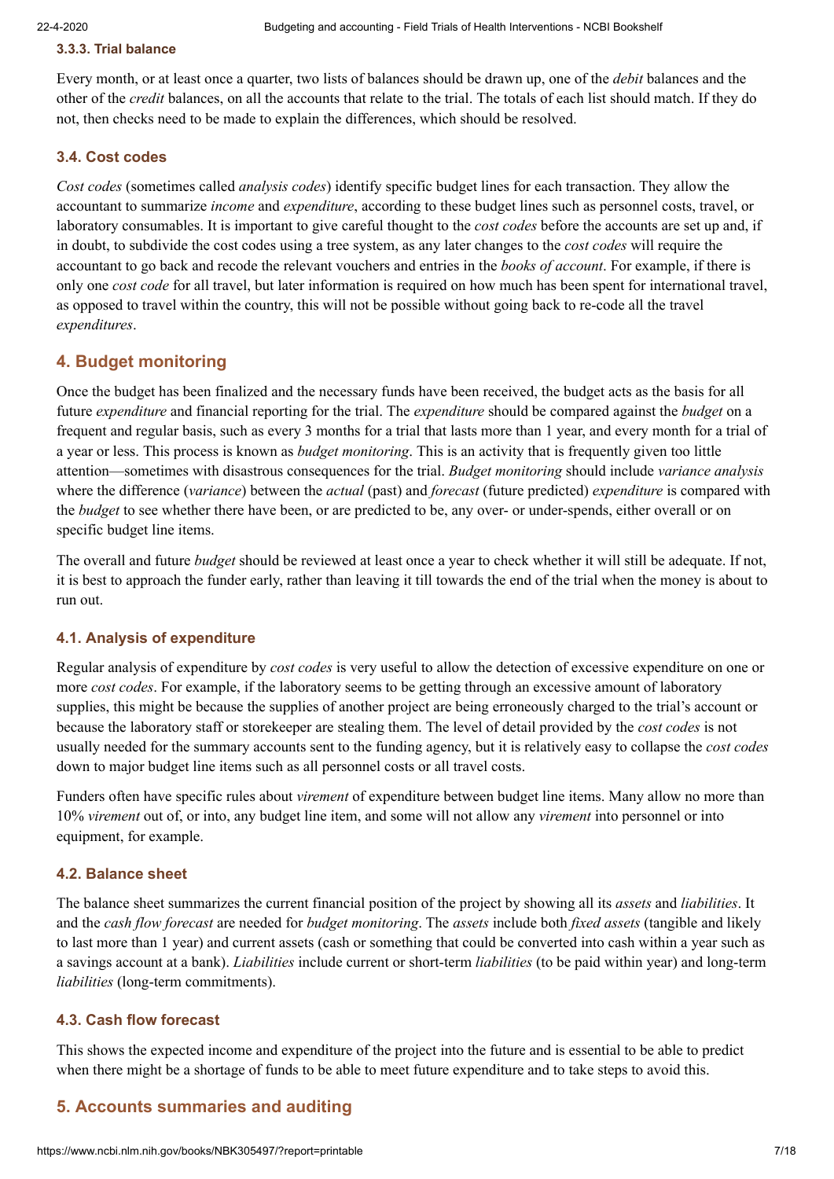### 3.3.3. Trial balance

Every month, or at least once a quarter, two lists of balances should be drawn up, one of the *debit* balances and the other of the *credit* balances, on all the accounts that relate to the trial. The totals of each list should match. If they do not, then checks need to be made to explain the differences, which should be resolved.

### 3.4. Cost codes

*Cost codes* (sometimes called *analysis codes*) identify specific budget lines for each transaction. They allow the accountant to summarize *income* and *expenditure*, according to these budget lines such as personnel costs, travel, or laboratory consumables. It is important to give careful thought to the *cost codes* before the accounts are set up and, if in doubt, to subdivide the cost codes using a tree system, as any later changes to the *cost codes* will require the accountant to go back and recode the relevant vouchers and entries in the *books of account*. For example, if there is only one *cost code* for all travel, but later information is required on how much has been spent for international travel, as opposed to travel within the country, this will not be possible without going back to re-code all the travel *expenditures*.

## 4. Budget monitoring

Once the budget has been finalized and the necessary funds have been received, the budget acts as the basis for all future *expenditure* and financial reporting for the trial. The *expenditure* should be compared against the *budget* on a frequent and regular basis, such as every 3 months for a trial that lasts more than 1 year, and every month for a trial of a year or less. This process is known as *budget monitoring*. This is an activity that is frequently given too little attention—sometimes with disastrous consequences for the trial. *Budget monitoring* should include *variance analysis* where the difference (*variance*) between the *actual* (past) and *forecast* (future predicted) *expenditure* is compared with the *budget* to see whether there have been, or are predicted to be, any over- or under-spends, either overall or on specific budget line items.

The overall and future *budget* should be reviewed at least once a year to check whether it will still be adequate. If not, it is best to approach the funder early, rather than leaving it till towards the end of the trial when the money is about to run out.

### 4.1. Analysis of expenditure

Regular analysis of expenditure by *cost codes* is very useful to allow the detection of excessive expenditure on one or more *cost codes*. For example, if the laboratory seems to be getting through an excessive amount of laboratory supplies, this might be because the supplies of another project are being erroneously charged to the trial's account or because the laboratory staff or storekeeper are stealing them. The level of detail provided by the *cost codes* is not usually needed for the summary accounts sent to the funding agency, but it is relatively easy to collapse the *cost codes* down to major budget line items such as all personnel costs or all travel costs.

Funders often have specific rules about *virement* of expenditure between budget line items. Many allow no more than 10% *virement* out of, or into, any budget line item, and some will not allow any *virement* into personnel or into equipment, for example.

### 4.2. Balance sheet

The balance sheet summarizes the current financial position of the project by showing all its *assets* and *liabilities*. It and the *cash flow forecast* are needed for *budget monitoring*. The *assets* include both *fixed assets* (tangible and likely to last more than 1 year) and current assets (cash or something that could be converted into cash within a year such as a savings account at a bank). *Liabilities* include current or short-term *liabilities* (to be paid within year) and long-term *liabilities* (long-term commitments).

### 4.3. Cash flow forecast

This shows the expected income and expenditure of the project into the future and is essential to be able to predict when there might be a shortage of funds to be able to meet future expenditure and to take steps to avoid this.

## 5. Accounts summaries and auditing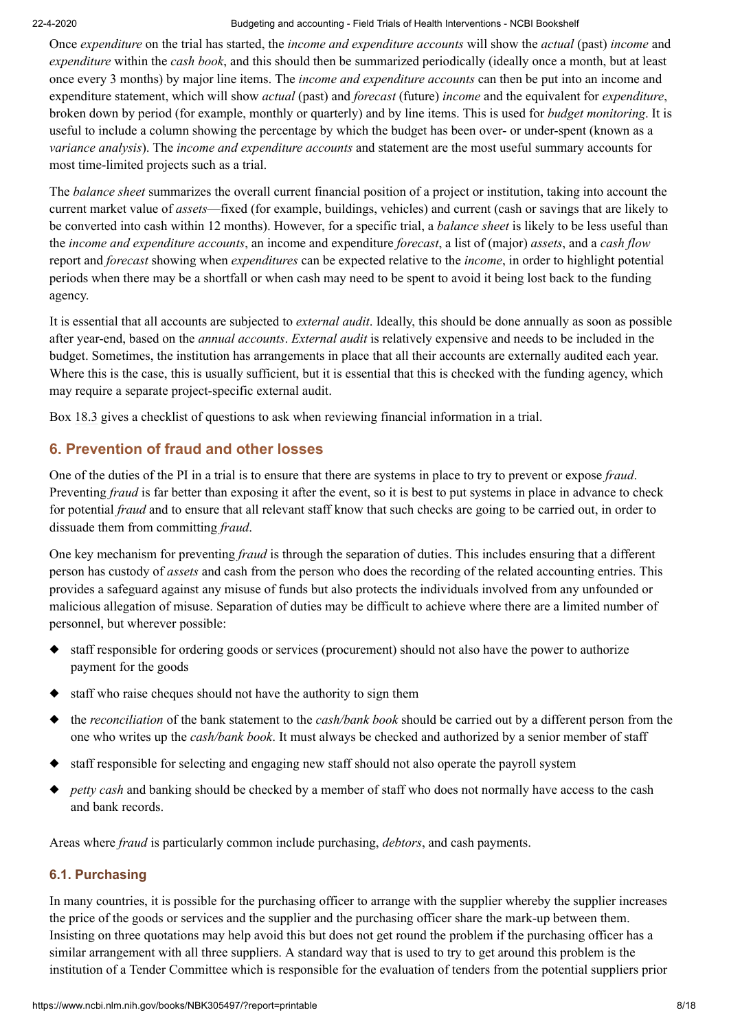Once *expenditure* on the trial has started, the *income and expenditure accounts* will show the *actual* (past) *income* and *expenditure* within the *cash book*, and this should then be summarized periodically (ideally once a month, but at least once every 3 months) by major line items. The *income and expenditure accounts* can then be put into an income and expenditure statement, which will show *actual* (past) and *forecast* (future) *income* and the equivalent for *expenditure*, broken down by period (for example, monthly or quarterly) and by line items. This is used for *budget monitoring*. It is useful to include a column showing the percentage by which the budget has been over- or under-spent (known as a *variance analysis*). The *income and expenditure accounts* and statement are the most useful summary accounts for most time-limited projects such as a trial.

The *balance sheet* summarizes the overall current financial position of a project or institution, taking into account the current market value of *assets*—fixed (for example, buildings, vehicles) and current (cash or savings that are likely to be converted into cash within 12 months). However, for a specific trial, a *balance sheet* is likely to be less useful than the *income and expenditure accounts*, an income and expenditure *forecast*, a list of (major) *assets*, and a *cash flow* report and *forecast* showing when *expenditures* can be expected relative to the *income*, in order to highlight potential periods when there may be a shortfall or when cash may need to be spent to avoid it being lost back to the funding agency.

It is essential that all accounts are subjected to *external audit*. Ideally, this should be done annually as soon as possible after year-end, based on the *annual accounts*. *External audit* is relatively expensive and needs to be included in the budget. Sometimes, the institution has arrangements in place that all their accounts are externally audited each year. Where this is the case, this is usually sufficient, but it is essential that this is checked with the funding agency, which may require a separate project-specific external audit.

Box 18.3 gives a checklist of questions to ask when reviewing financial information in a trial.

## 6. Prevention of fraud and other losses

One of the duties of the PI in a trial is to ensure that there are systems in place to try to prevent or expose *fraud*. Preventing *fraud* is far better than exposing it after the event, so it is best to put systems in place in advance to check for potential *fraud* and to ensure that all relevant staff know that such checks are going to be carried out, in order to dissuade them from committing *fraud*.

One key mechanism for preventing *fraud* is through the separation of duties. This includes ensuring that a different person has custody of *assets* and cash from the person who does the recording of the related accounting entries. This provides a safeguard against any misuse of funds but also protects the individuals involved from any unfounded or malicious allegation of misuse. Separation of duties may be difficult to achieve where there are a limited number of personnel, but wherever possible:

- staff responsible for ordering goods or services (procurement) should not also have the power to authorize payment for the goods
- staff who raise cheques should not have the authority to sign them
- the *reconciliation* of the bank statement to the *cash/bank book* should be carried out by a different person from the one who writes up the *cash/bank book*. It must always be checked and authorized by a senior member of staff
- staff responsible for selecting and engaging new staff should not also operate the payroll system
- *petty cash* and banking should be checked by a member of staff who does not normally have access to the cash and bank records.

Areas where *fraud* is particularly common include purchasing, *debtors*, and cash payments.

### 6.1. Purchasing

In many countries, it is possible for the purchasing officer to arrange with the supplier whereby the supplier increases the price of the goods or services and the supplier and the purchasing officer share the mark-up between them. Insisting on three quotations may help avoid this but does not get round the problem if the purchasing officer has a similar arrangement with all three suppliers. A standard way that is used to try to get around this problem is the institution of a Tender Committee which is responsible for the evaluation of tenders from the potential suppliers prior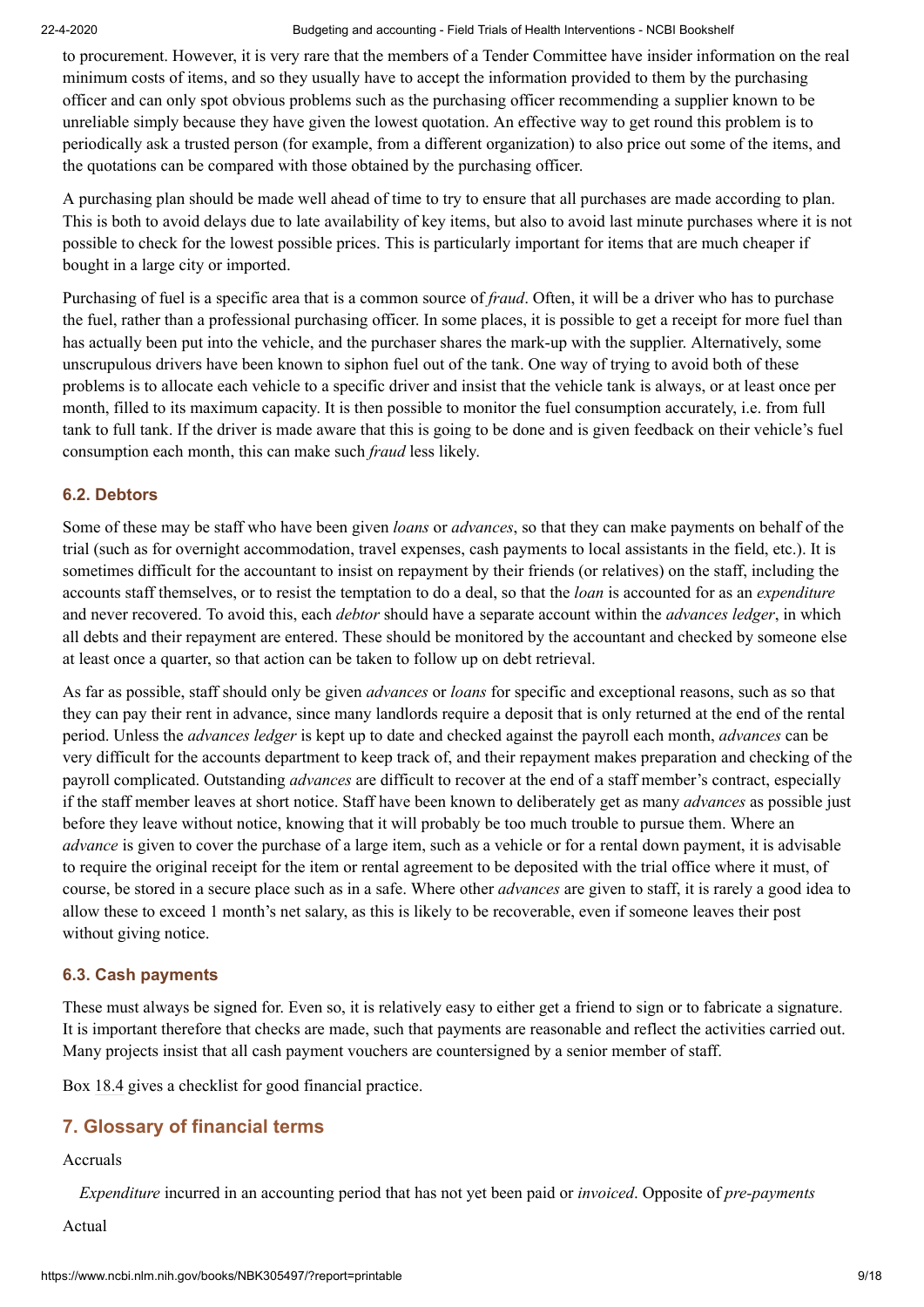to procurement. However, it is very rare that the members of a Tender Committee have insider information on the real minimum costs of items, and so they usually have to accept the information provided to them by the purchasing officer and can only spot obvious problems such as the purchasing officer recommending a supplier known to be unreliable simply because they have given the lowest quotation. An effective way to get round this problem is to periodically ask a trusted person (for example, from a different organization) to also price out some of the items, and the quotations can be compared with those obtained by the purchasing officer.

A purchasing plan should be made well ahead of time to try to ensure that all purchases are made according to plan. This is both to avoid delays due to late availability of key items, but also to avoid last minute purchases where it is not possible to check for the lowest possible prices. This is particularly important for items that are much cheaper if bought in a large city or imported.

Purchasing of fuel is a specific area that is a common source of *fraud*. Often, it will be a driver who has to purchase the fuel, rather than a professional purchasing officer. In some places, it is possible to get a receipt for more fuel than has actually been put into the vehicle, and the purchaser shares the mark-up with the supplier. Alternatively, some unscrupulous drivers have been known to siphon fuel out of the tank. One way of trying to avoid both of these problems is to allocate each vehicle to a specific driver and insist that the vehicle tank is always, or at least once per month, filled to its maximum capacity. It is then possible to monitor the fuel consumption accurately, i.e. from full tank to full tank. If the driver is made aware that this is going to be done and is given feedback on their vehicle's fuel consumption each month, this can make such *fraud* less likely.

### 6.2. Debtors

Some of these may be staff who have been given *loans* or *advances*, so that they can make payments on behalf of the trial (such as for overnight accommodation, travel expenses, cash payments to local assistants in the field, etc.). It is sometimes difficult for the accountant to insist on repayment by their friends (or relatives) on the staff, including the accounts staff themselves, or to resist the temptation to do a deal, so that the *loan* is accounted for as an *expenditure* and never recovered. To avoid this, each *debtor* should have a separate account within the *advances ledger*, in which all debts and their repayment are entered. These should be monitored by the accountant and checked by someone else at least once a quarter, so that action can be taken to follow up on debt retrieval.

As far as possible, staff should only be given *advances* or *loans* for specific and exceptional reasons, such as so that they can pay their rent in advance, since many landlords require a deposit that is only returned at the end of the rental period. Unless the *advances ledger* is kept up to date and checked against the payroll each month, *advances* can be very difficult for the accounts department to keep track of, and their repayment makes preparation and checking of the payroll complicated. Outstanding *advances* are difficult to recover at the end of a staff member's contract, especially if the staff member leaves at short notice. Staff have been known to deliberately get as many *advances* as possible just before they leave without notice, knowing that it will probably be too much trouble to pursue them. Where an *advance* is given to cover the purchase of a large item, such as a vehicle or for a rental down payment, it is advisable to require the original receipt for the item or rental agreement to be deposited with the trial office where it must, of course, be stored in a secure place such as in a safe. Where other *advances* are given to staff, it is rarely a good idea to allow these to exceed 1 month's net salary, as this is likely to be recoverable, even if someone leaves their post without giving notice.

### 6.3. Cash payments

These must always be signed for. Even so, it is relatively easy to either get a friend to sign or to fabricate a signature. It is important therefore that checks are made, such that payments are reasonable and reflect the activities carried out. Many projects insist that all cash payment vouchers are countersigned by a senior member of staff.

Box 18.4 gives a checklist for good financial practice.

## 7. Glossary of financial terms

Accruals

*Expenditure* incurred in an accounting period that has not yet been paid or *invoiced*. Opposite of *pre-payments*

Actual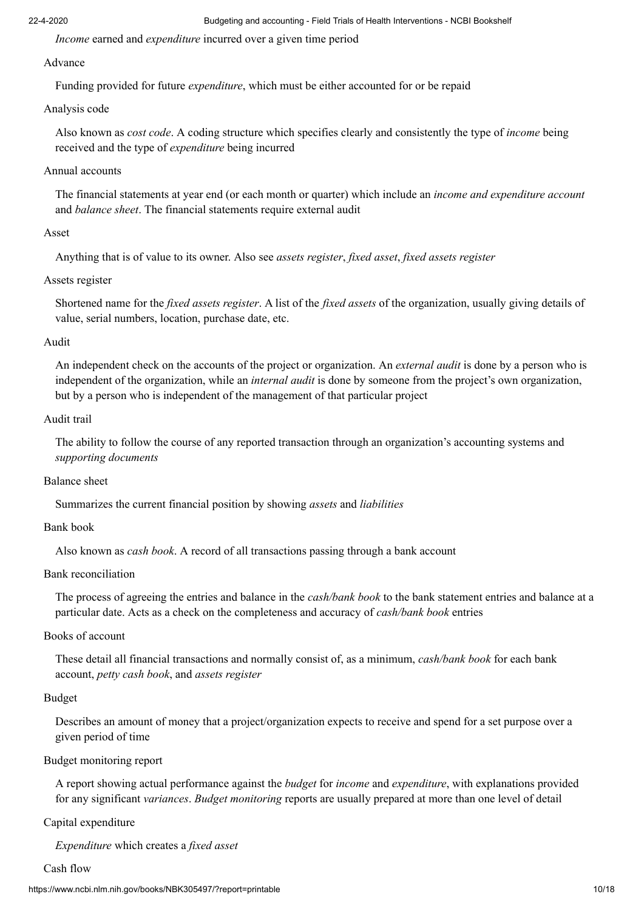*Income* earned and *expenditure* incurred over a given time period

Advance

Funding provided for future *expenditure*, which must be either accounted for or be repaid

Analysis code

Also known as *cost code*. A coding structure which specifies clearly and consistently the type of *income* being received and the type of *expenditure* being incurred

Annual accounts

The financial statements at year end (or each month or quarter) which include an *income and expenditure account* and *balance sheet*. The financial statements require external audit

Asset

Anything that is of value to its owner. Also see *assets register*, *fixed asset*, *fixed assets register*

Assets register

Shortened name for the *fixed assets register*. A list of the *fixed assets* of the organization, usually giving details of value, serial numbers, location, purchase date, etc.

Audit

An independent check on the accounts of the project or organization. An *external audit* is done by a person who is independent of the organization, while an *internal audit* is done by someone from the project's own organization, but by a person who is independent of the management of that particular project

Audit trail

The ability to follow the course of any reported transaction through an organization's accounting systems and *supporting documents*

Balance sheet

Summarizes the current financial position by showing *assets* and *liabilities*

Bank book

Also known as *cash book*. A record of all transactions passing through a bank account

Bank reconciliation

The process of agreeing the entries and balance in the *cash/bank book* to the bank statement entries and balance at a particular date. Acts as a check on the completeness and accuracy of *cash/bank book* entries

Books of account

These detail all financial transactions and normally consist of, as a minimum, *cash/bank book* for each bank account, *petty cash book*, and *assets register*

Budget

Describes an amount of money that a project/organization expects to receive and spend for a set purpose over a given period of time

Budget monitoring report

A report showing actual performance against the *budget* for *income* and *expenditure*, with explanations provided for any significant *variances*. *Budget monitoring* reports are usually prepared at more than one level of detail

Capital expenditure

*Expenditure* which creates a *fixed asset*

Cash flow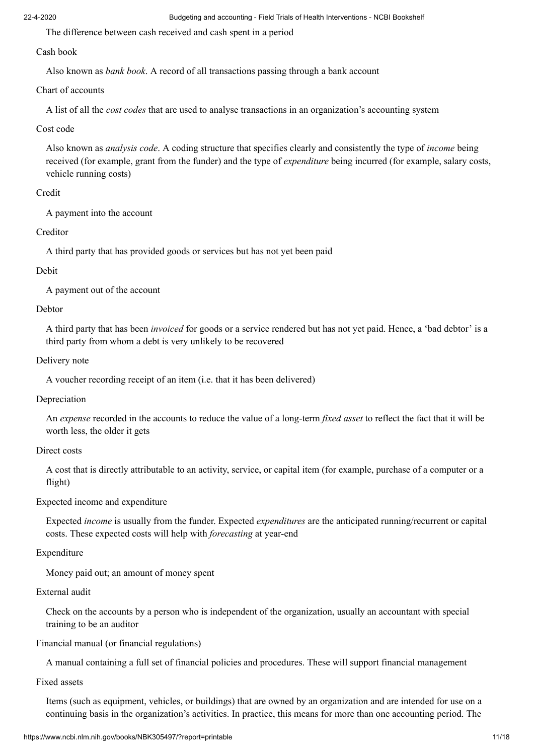The difference between cash received and cash spent in a period

Cash book

Also known as *bank book*. A record of all transactions passing through a bank account

Chart of accounts

A list of all the *cost codes* that are used to analyse transactions in an organization's accounting system

Cost code

Also known as *analysis code*. A coding structure that specifies clearly and consistently the type of *income* being received (for example, grant from the funder) and the type of *expenditure* being incurred (for example, salary costs, vehicle running costs)

Credit

A payment into the account

Creditor

A third party that has provided goods or services but has not yet been paid

Debit

A payment out of the account

Debtor

A third party that has been *invoiced* for goods or a service rendered but has not yet paid. Hence, a 'bad debtor' is a third party from whom a debt is very unlikely to be recovered

Delivery note

A voucher recording receipt of an item (i.e. that it has been delivered)

Depreciation

An *expense* recorded in the accounts to reduce the value of a long-term *fixed asset* to reflect the fact that it will be worth less, the older it gets

Direct costs

A cost that is directly attributable to an activity, service, or capital item (for example, purchase of a computer or a flight)

Expected income and expenditure

Expected *income* is usually from the funder. Expected *expenditures* are the anticipated running/recurrent or capital costs. These expected costs will help with *forecasting* at year-end

Expenditure

Money paid out; an amount of money spent

External audit

Check on the accounts by a person who is independent of the organization, usually an accountant with special training to be an auditor

Financial manual (or financial regulations)

A manual containing a full set of financial policies and procedures. These will support financial management

Fixed assets

Items (such as equipment, vehicles, or buildings) that are owned by an organization and are intended for use on a continuing basis in the organization's activities. In practice, this means for more than one accounting period. The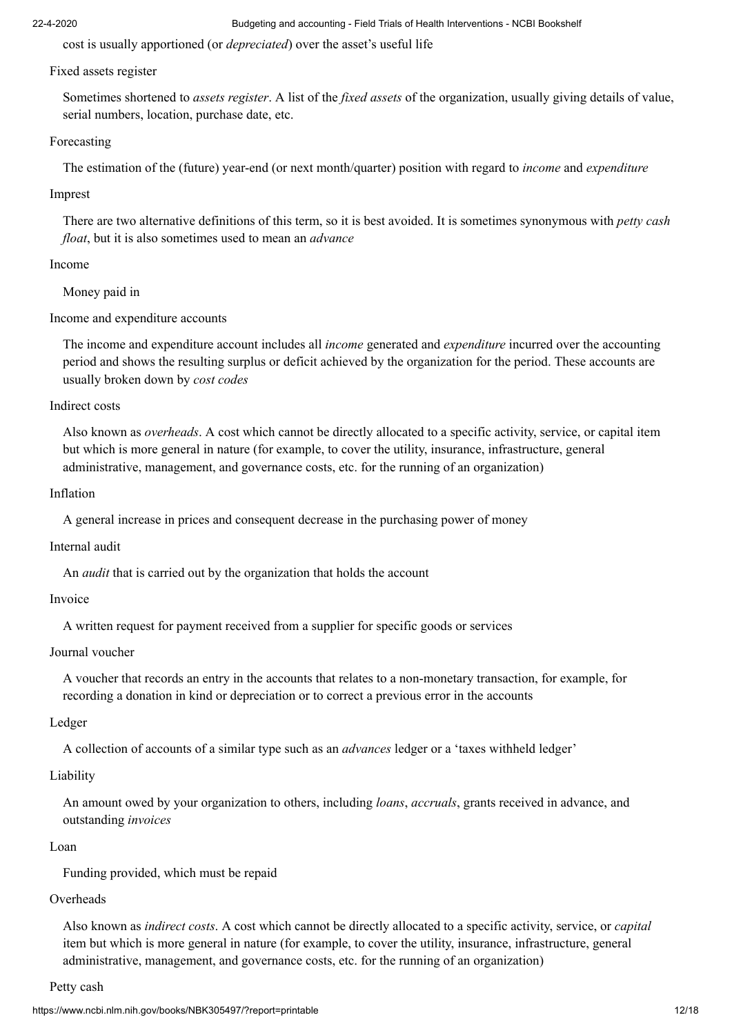cost is usually apportioned (or *depreciated*) over the asset's useful life

Fixed assets register

Sometimes shortened to *assets register*. A list of the *fixed assets* of the organization, usually giving details of value, serial numbers, location, purchase date, etc.

Forecasting

The estimation of the (future) year-end (or next month/quarter) position with regard to *income* and *expenditure*

Imprest

There are two alternative definitions of this term, so it is best avoided. It is sometimes synonymous with *petty cash float*, but it is also sometimes used to mean an *advance*

Income

Money paid in

Income and expenditure accounts

The income and expenditure account includes all *income* generated and *expenditure* incurred over the accounting period and shows the resulting surplus or deficit achieved by the organization for the period. These accounts are usually broken down by *cost codes*

Indirect costs

Also known as *overheads*. A cost which cannot be directly allocated to a specific activity, service, or capital item but which is more general in nature (for example, to cover the utility, insurance, infrastructure, general administrative, management, and governance costs, etc. for the running of an organization)

Inflation

A general increase in prices and consequent decrease in the purchasing power of money

Internal audit

An *audit* that is carried out by the organization that holds the account

Invoice

A written request for payment received from a supplier for specific goods or services

Journal voucher

A voucher that records an entry in the accounts that relates to a non-monetary transaction, for example, for recording a donation in kind or depreciation or to correct a previous error in the accounts

Ledger

A collection of accounts of a similar type such as an *advances* ledger or a 'taxes withheld ledger'

Liability

An amount owed by your organization to others, including *loans*, *accruals*, grants received in advance, and outstanding *invoices*

Loan

Funding provided, which must be repaid

Overheads

Also known as *indirect costs*. A cost which cannot be directly allocated to a specific activity, service, or *capital* item but which is more general in nature (for example, to cover the utility, insurance, infrastructure, general administrative, management, and governance costs, etc. for the running of an organization)

Petty cash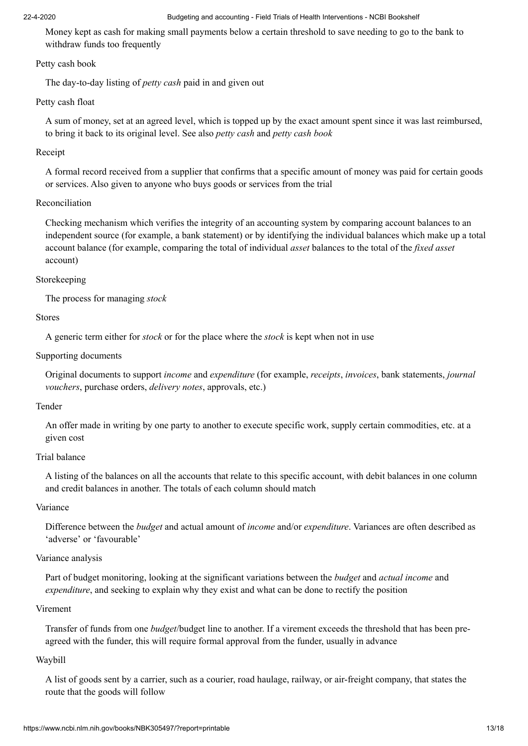Money kept as cash for making small payments below a certain threshold to save needing to go to the bank to withdraw funds too frequently

Petty cash book

The day-to-day listing of *petty cash* paid in and given out

Petty cash float

A sum of money, set at an agreed level, which is topped up by the exact amount spent since it was last reimbursed, to bring it back to its original level. See also *petty cash* and *petty cash book*

Receipt

A formal record received from a supplier that confirms that a specific amount of money was paid for certain goods or services. Also given to anyone who buys goods or services from the trial

Reconciliation

Checking mechanism which verifies the integrity of an accounting system by comparing account balances to an independent source (for example, a bank statement) or by identifying the individual balances which make up a total account balance (for example, comparing the total of individual *asset* balances to the total of the *fixed asset* account)

Storekeeping

The process for managing *stock*

Stores

A generic term either for *stock* or for the place where the *stock* is kept when not in use

Supporting documents

Original documents to support *income* and *expenditure* (for example, *receipts*, *invoices*, bank statements, *journal vouchers*, purchase orders, *delivery notes*, approvals, etc.)

Tender

An offer made in writing by one party to another to execute specific work, supply certain commodities, etc. at a given cost

Trial balance

A listing of the balances on all the accounts that relate to this specific account, with debit balances in one column and credit balances in another. The totals of each column should match

Variance

Difference between the *budget* and actual amount of *income* and/or *expenditure*. Variances are often described as 'adverse' or 'favourable'

Variance analysis

Part of budget monitoring, looking at the significant variations between the *budget* and *actual income* and *expenditure*, and seeking to explain why they exist and what can be done to rectify the position

Virement

Transfer of funds from one *budget*/budget line to another. If a virement exceeds the threshold that has been pre-agreed with the funder, this will require formal approval from the funder, usually in advance

Waybill

A list of goods sent by a carrier, such as a courier, road haulage, railway, or air-freight company, that states the route that the goods will follow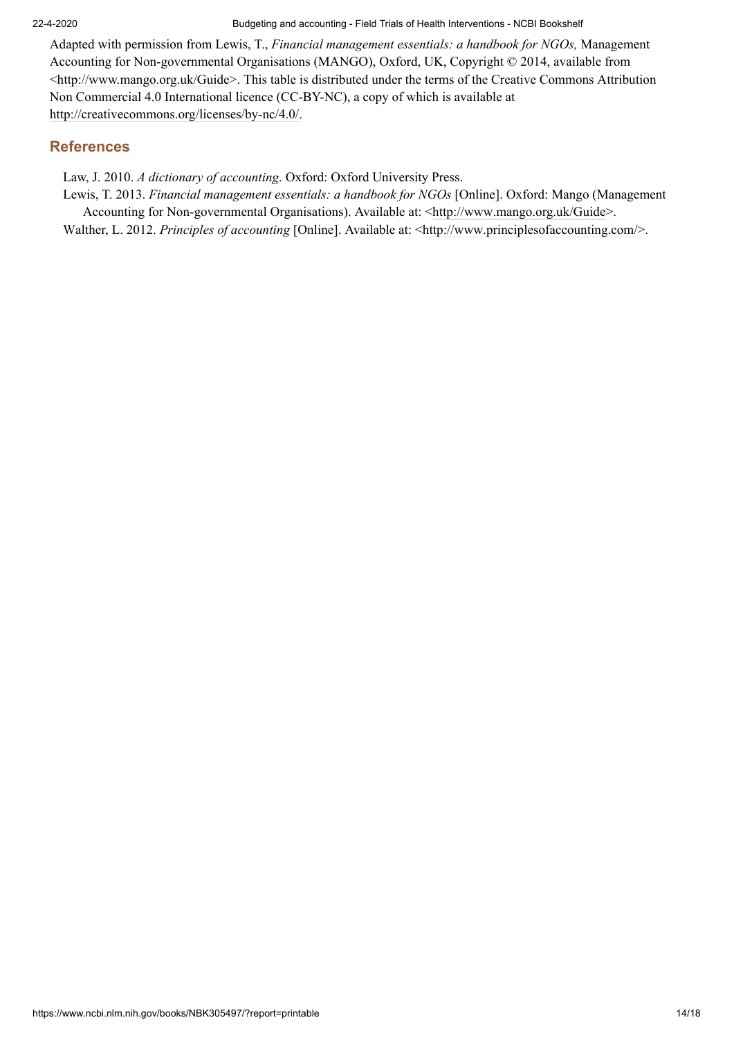Adapted with permission from Lewis, T., *Financial management essentials: a handbook for NGOs,* Management Accounting for Non-governmental Organisations (MANGO), Oxford, UK, Copyright © 2014, available from <http://www.mango.org.uk/Guide>. This table is distributed under the terms of the Creative Commons Attribution Non Commercial 4.0 International licence (CC-BY-NC), a copy of which is available at http://creativecommons.org/licenses/by-nc/4.0/.

## References

Law, J. 2010. *A dictionary of accounting*. Oxford: Oxford University Press.

Lewis, T. 2013. *Financial management essentials: a handbook for NGOs* [Online]. Oxford: Mango (Management Accounting for Non-governmental Organisations). Available at: <http://www.mango.org.uk/Guide>.

Walther, L. 2012. *Principles of accounting* [Online]. Available at: <http://www.principlesofaccounting.com/>.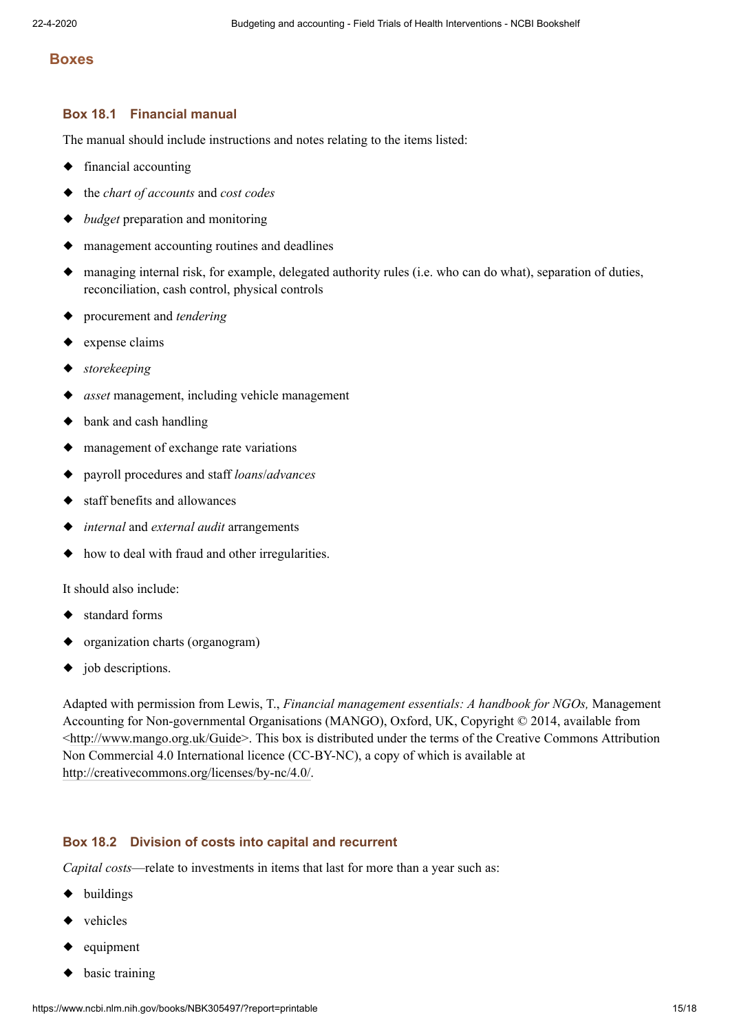## Boxes

### Box 18.1 Financial manual

The manual should include instructions and notes relating to the items listed:

- financial accounting
- the *chart of accounts* and *cost codes*
- *budget* preparation and monitoring
- management accounting routines and deadlines
- managing internal risk, for example, delegated authority rules (i.e. who can do what), separation of duties, reconciliation, cash control, physical controls
- procurement and *tendering*
- expense claims
- *storekeeping*
- *asset* management, including vehicle management
- bank and cash handling
- management of exchange rate variations
- payroll procedures and staff *loans*/*advances*
- staff benefits and allowances
- *internal* and *external audit* arrangements
- how to deal with fraud and other irregularities.

It should also include:

- standard forms
- organization charts (organogram)
- job descriptions.

Adapted with permission from Lewis, T., *Financial management essentials: A handbook for NGOs,* Management Accounting for Non-governmental Organisations (MANGO), Oxford, UK, Copyright © 2014, available from <http://www.mango.org.uk/Guide>. This box is distributed under the terms of the Creative Commons Attribution Non Commercial 4.0 International licence (CC-BY-NC), a copy of which is available at http://creativecommons.org/licenses/by-nc/4.0/.

### Box 18.2 Division of costs into capital and recurrent

*Capital costs*—relate to investments in items that last for more than a year such as:

- buildings
- vehicles
- equipment
- basic training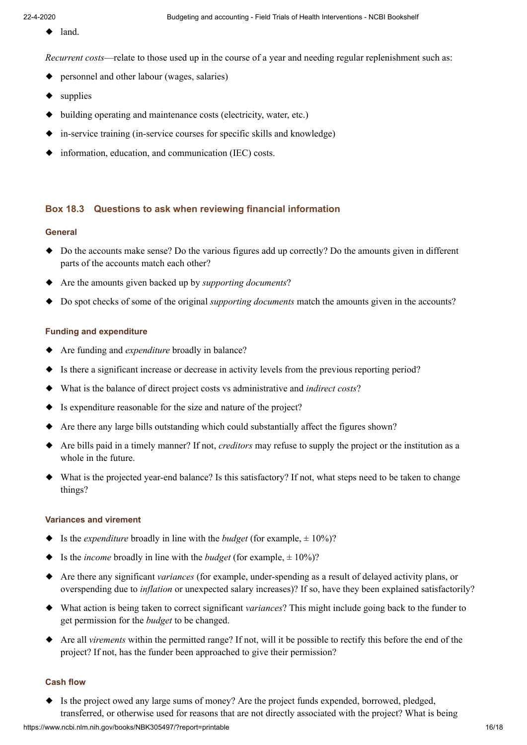- land.

*Recurrent costs*—relate to those used up in the course of a year and needing regular replenishment such as:

- personnel and other labour (wages, salaries)
- supplies
- building operating and maintenance costs (electricity, water, etc.)
- in-service training (in-service courses for specific skills and knowledge)
- information, education, and communication (IEC) costs.

### Box 18.3 Questions to ask when reviewing financial information

#### General

- Do the accounts make sense? Do the various figures add up correctly? Do the amounts given in different parts of the accounts match each other?
- Are the amounts given backed up by *supporting documents*?
- Do spot checks of some of the original *supporting documents* match the amounts given in the accounts?

#### Funding and expenditure

- Are funding and *expenditure* broadly in balance?
- Is there a significant increase or decrease in activity levels from the previous reporting period?
- What is the balance of direct project costs vs administrative and *indirect costs*?
- Is expenditure reasonable for the size and nature of the project?
- Are there any large bills outstanding which could substantially affect the figures shown?
- Are bills paid in a timely manner? If not, *creditors* may refuse to supply the project or the institution as a whole in the future.
- What is the projected year-end balance? Is this satisfactory? If not, what steps need to be taken to change things?

#### Variances and virement

- Is the *expenditure* broadly in line with the *budget* (for example, ± 10%)?
- Is the *income* broadly in line with the *budget* (for example, ± 10%)?
- Are there any significant *variances* (for example, under-spending as a result of delayed activity plans, or overspending due to *inflation* or unexpected salary increases)? If so, have they been explained satisfactorily?
- What action is being taken to correct significant *variances*? This might include going back to the funder to get permission for the *budget* to be changed.
- Are all *virements* within the permitted range? If not, will it be possible to rectify this before the end of the project? If not, has the funder been approached to give their permission?

#### Cash flow

- Is the project owed any large sums of money? Are the project funds expended, borrowed, pledged, transferred, or otherwise used for reasons that are not directly associated with the project? What is being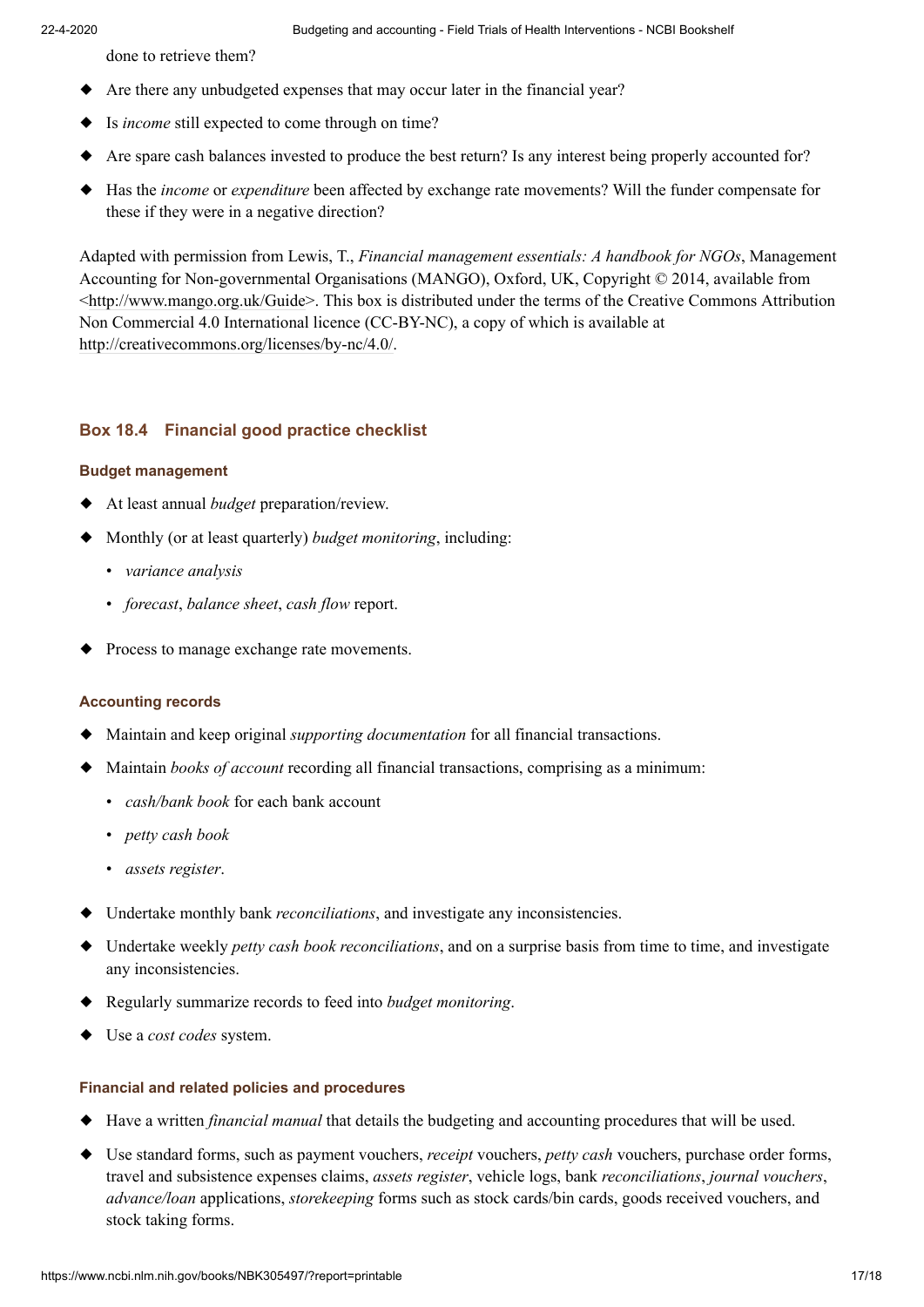done to retrieve them?

- Are there any unbudgeted expenses that may occur later in the financial year?
- Is *income* still expected to come through on time?
- Are spare cash balances invested to produce the best return? Is any interest being properly accounted for?
- Has the *income* or *expenditure* been affected by exchange rate movements? Will the funder compensate for these if they were in a negative direction?

Adapted with permission from Lewis, T., *Financial management essentials: A handbook for NGOs*, Management Accounting for Non-governmental Organisations (MANGO), Oxford, UK, Copyright © 2014, available from <http://www.mango.org.uk/Guide>. This box is distributed under the terms of the Creative Commons Attribution Non Commercial 4.0 International licence (CC-BY-NC), a copy of which is available at http://creativecommons.org/licenses/by-nc/4.0/.

### Box 18.4 Financial good practice checklist

#### Budget management

- At least annual *budget* preparation/review.
- Monthly (or at least quarterly) *budget monitoring*, including:
  - *variance analysis*
  - *forecast*, *balance sheet*, *cash flow* report.
- Process to manage exchange rate movements.

#### Accounting records

- Maintain and keep original *supporting documentation* for all financial transactions.
- Maintain *books of account* recording all financial transactions, comprising as a minimum:
  - *cash/bank book* for each bank account
  - *petty cash book*
  - *assets register*.
- Undertake monthly bank *reconciliations*, and investigate any inconsistencies.
- Undertake weekly *petty cash book reconciliations*, and on a surprise basis from time to time, and investigate any inconsistencies.
- Regularly summarize records to feed into *budget monitoring*.
- Use a *cost codes* system.

#### Financial and related policies and procedures

- Have a written *financial manual* that details the budgeting and accounting procedures that will be used.
- Use standard forms, such as payment vouchers, *receipt* vouchers, *petty cash* vouchers, purchase order forms, travel and subsistence expenses claims, *assets register*, vehicle logs, bank *reconciliations*, *journal vouchers*, *advance/loan* applications, *storekeeping* forms such as stock cards/bin cards, goods received vouchers, and stock taking forms.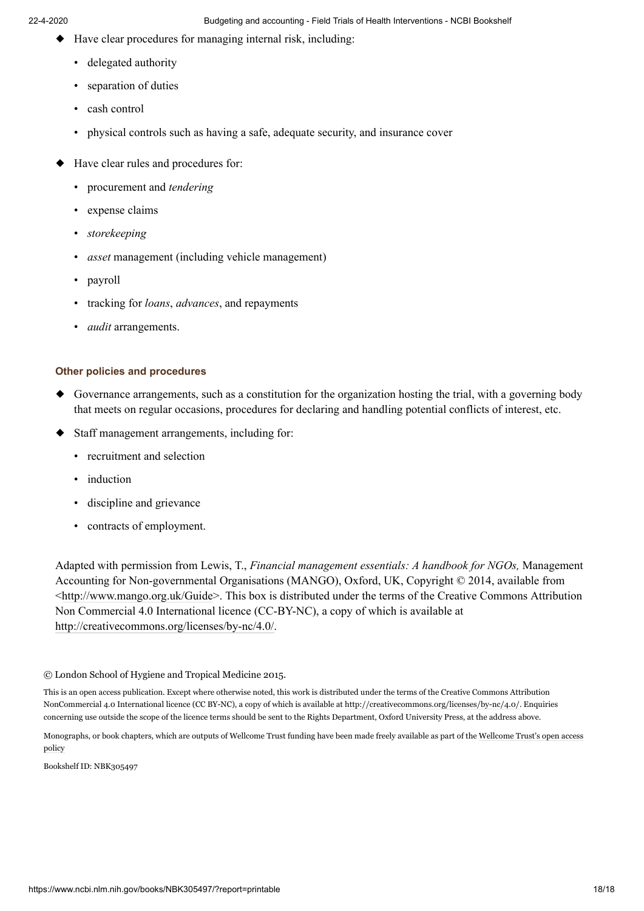- Have clear procedures for managing internal risk, including:
  - delegated authority
  - separation of duties
  - cash control
  - physical controls such as having a safe, adequate security, and insurance cover
- Have clear rules and procedures for:
  - procurement and *tendering*
  - expense claims
  - *storekeeping*
  - *asset* management (including vehicle management)
  - payroll
  - tracking for *loans*, *advances*, and repayments
  - *audit* arrangements.

#### Other policies and procedures

- Governance arrangements, such as a constitution for the organization hosting the trial, with a governing body that meets on regular occasions, procedures for declaring and handling potential conflicts of interest, etc.
- Staff management arrangements, including for:
  - recruitment and selection
  - induction
  - discipline and grievance
  - contracts of employment.

Adapted with permission from Lewis, T., *Financial management essentials: A handbook for NGOs,* Management Accounting for Non-governmental Organisations (MANGO), Oxford, UK, Copyright © 2014, available from <http://www.mango.org.uk/Guide>. This box is distributed under the terms of the Creative Commons Attribution Non Commercial 4.0 International licence (CC-BY-NC), a copy of which is available at http://creativecommons.org/licenses/by-nc/4.0/.

© London School of Hygiene and Tropical Medicine 2015.

This is an open access publication. Except where otherwise noted, this work is distributed under the terms of the Creative Commons Attribution NonCommercial 4.0 International licence (CC BY-NC), a copy of which is available at http://creativecommons.org/licenses/by-nc/4.0/. Enquiries concerning use outside the scope of the licence terms should be sent to the Rights Department, Oxford University Press, at the address above.

Monographs, or book chapters, which are outputs of Wellcome Trust funding have been made freely available as part of the Wellcome Trust's open access policy

Bookshelf ID: NBK305497